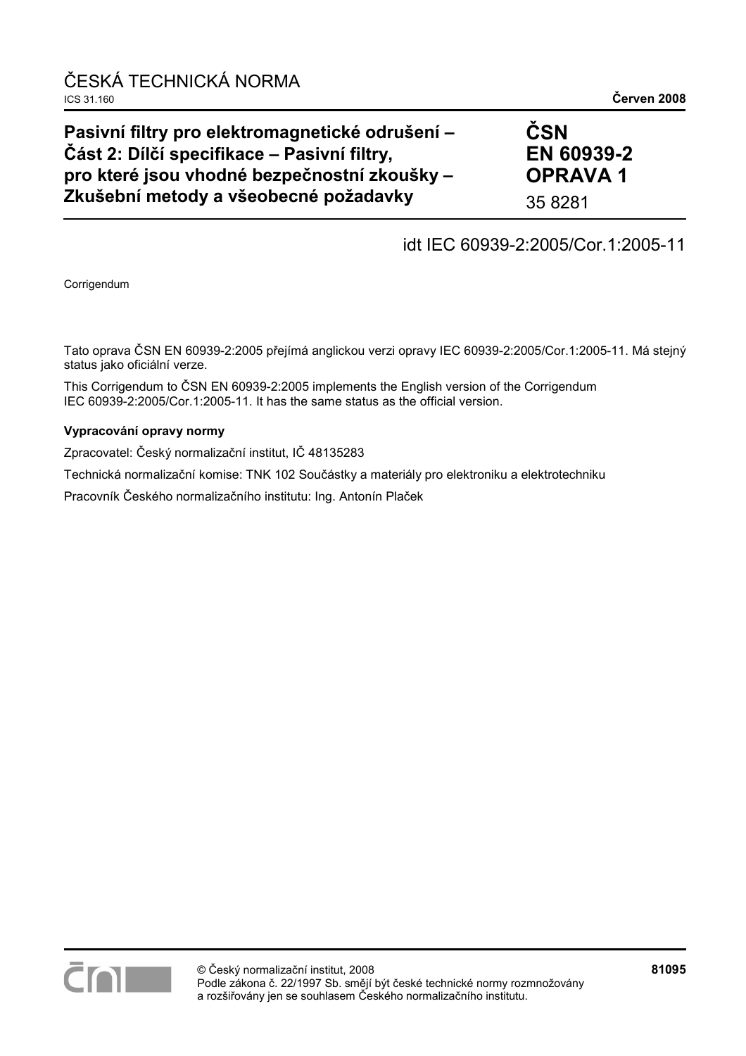ČESKÁ TECHNICKÁ NORMA

ICS 31.160 **Červen 2008**

# Pasivní filtry pro elektromagnetické odrušení – Část 2: Dílčí specifikace – Pasivní filtry, pro které jsou vhodné bezpečnostní zkoušky – Zkušební metody a všeobecné požadavky

**ČSN EN 60939-2 OPRAVA 1**

35 8281

idt IEC 60939-2:2005/Cor.1:2005-11

Corrigendum

Tato oprava ČSN EN 60939-2:2005 přejímá anglickou verzi opravy IEC 60939-2:2005/Cor.1:2005-11. Má stejný status jako oficiální verze.

This Corrigendum to ČSN EN 60939-2:2005 implements the English version of the Corrigendum IEC 60939-2:2005/Cor.1:2005-11. It has the same status as the official version.

**Vypracování opravy normy**

Zpracovatel: Český normalizační institut, IČ 48135283

Technická normalizační komise: TNK 102 Součástky a materiály pro elektroniku a elektrotechniku

Pracovník Českého normalizačního institutu: Ing. Antonín Plaček

© Český normalizační institut, 2008
Podle zákona č. 22/1997 Sb. smějí být české technické normy rozmnožovány a rozšiřovány jen se souhlasem Českého normalizačního institutu.

**81095**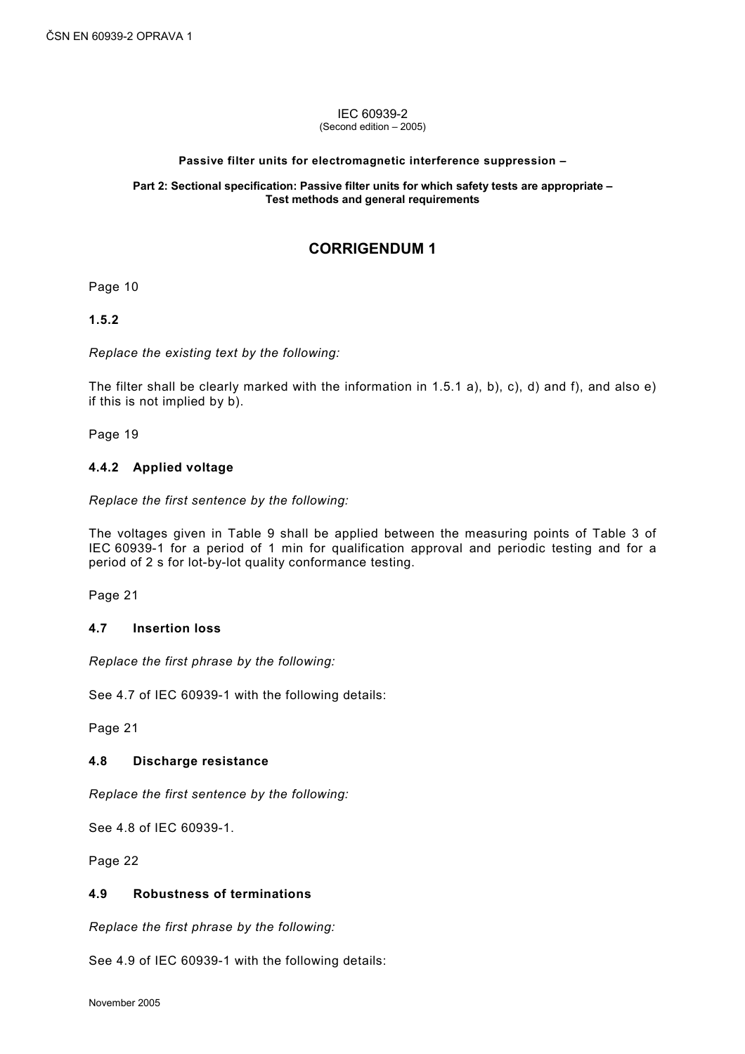IEC 60939-2
(Second edition – 2005)

**Passive filter units for electromagnetic interference suppression –**

**Part 2: Sectional specification: Passive filter units for which safety tests are appropriate – Test methods and general requirements**

## CORRIGENDUM 1

Page 10

**1.5.2**

*Replace the existing text by the following:*

The filter shall be clearly marked with the information in 1.5.1 a), b), c), d) and f), and also e) if this is not implied by b).

Page 19

**4.4.2 Applied voltage**

*Replace the first sentence by the following:*

The voltages given in Table 9 shall be applied between the measuring points of Table 3 of IEC 60939-1 for a period of 1 min for qualification approval and periodic testing and for a period of 2 s for lot-by-lot quality conformance testing.

Page 21

**4.7 Insertion loss**

*Replace the first phrase by the following:*

See 4.7 of IEC 60939-1 with the following details:

Page 21

**4.8 Discharge resistance**

*Replace the first sentence by the following:*

See 4.8 of IEC 60939-1.

Page 22

**4.9 Robustness of terminations**

*Replace the first phrase by the following:*

See 4.9 of IEC 60939-1 with the following details:

November 2005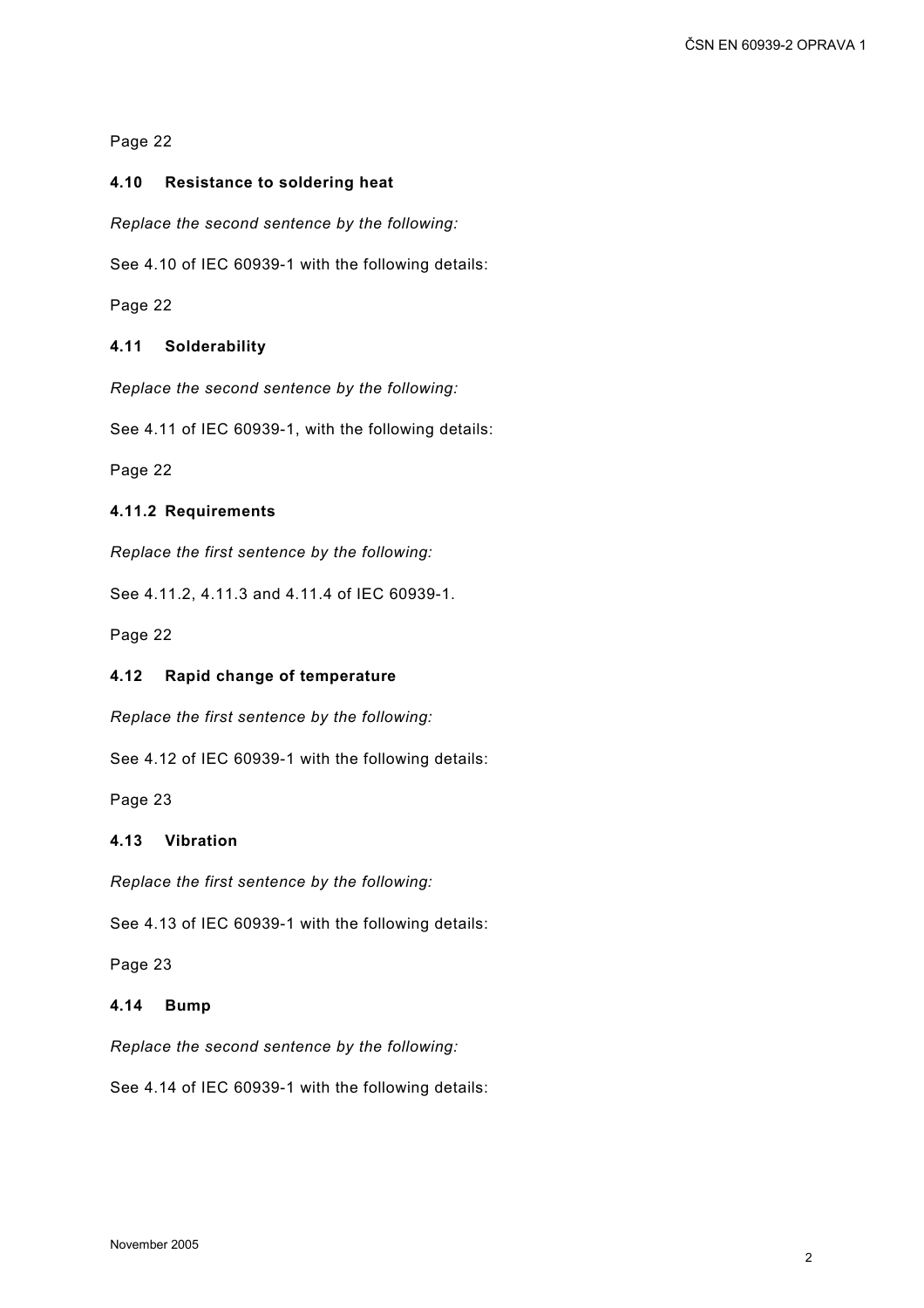Page 22

### 4.10 Resistance to soldering heat

*Replace the second sentence by the following:*

See 4.10 of IEC 60939-1 with the following details:

Page 22

### 4.11 Solderability

*Replace the second sentence by the following:*

See 4.11 of IEC 60939-1, with the following details:

Page 22

#### 4.11.2 Requirements

*Replace the first sentence by the following:*

See 4.11.2, 4.11.3 and 4.11.4 of IEC 60939-1.

Page 22

### 4.12 Rapid change of temperature

*Replace the first sentence by the following:*

See 4.12 of IEC 60939-1 with the following details:

Page 23

### 4.13 Vibration

*Replace the first sentence by the following:*

See 4.13 of IEC 60939-1 with the following details:

Page 23

### 4.14 Bump

*Replace the second sentence by the following:*

See 4.14 of IEC 60939-1 with the following details: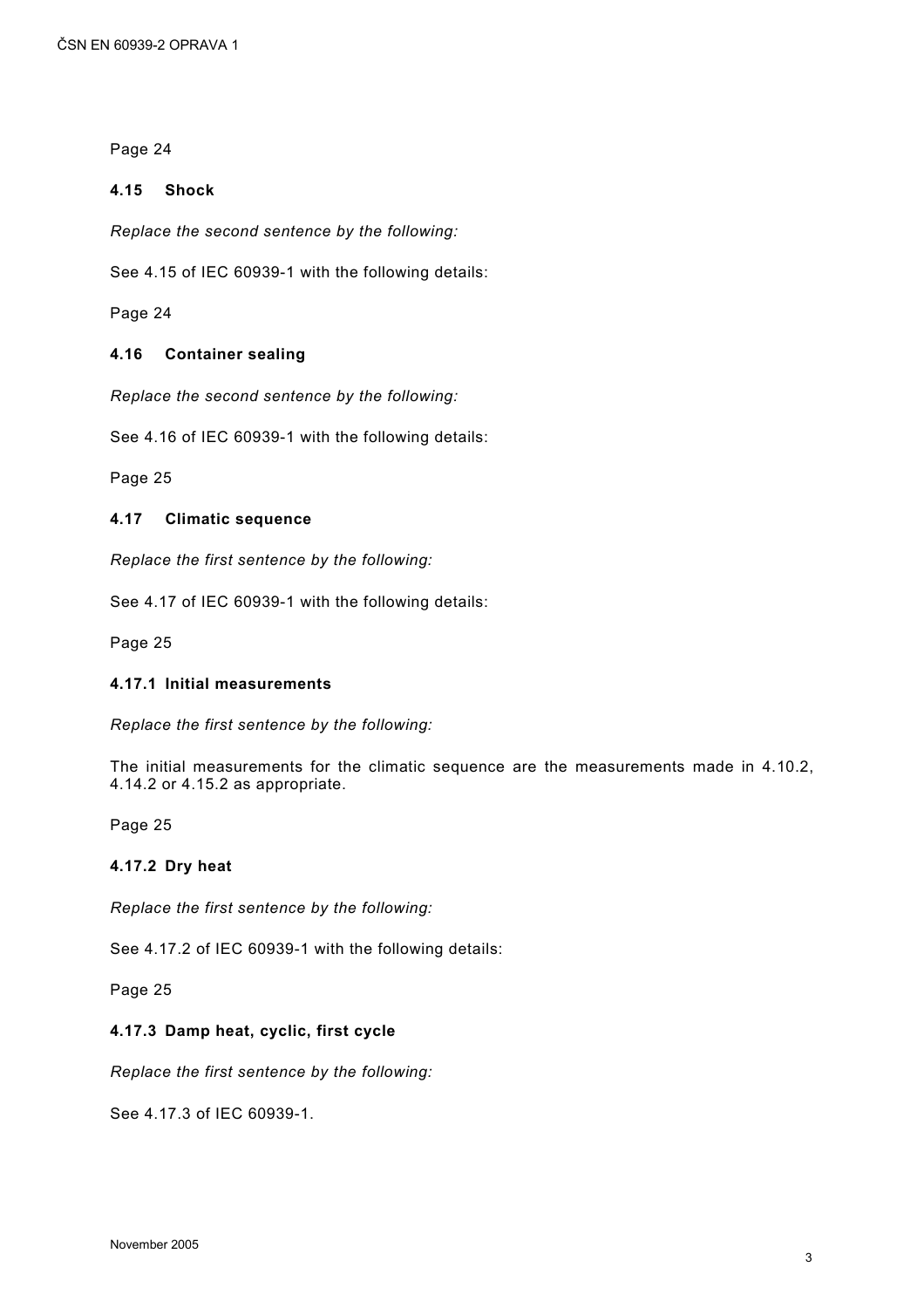Page 24

### 4.15 Shock

*Replace the second sentence by the following:*

See 4.15 of IEC 60939-1 with the following details:

Page 24

### 4.16 Container sealing

*Replace the second sentence by the following:*

See 4.16 of IEC 60939-1 with the following details:

Page 25

### 4.17 Climatic sequence

*Replace the first sentence by the following:*

See 4.17 of IEC 60939-1 with the following details:

Page 25

#### 4.17.1 Initial measurements

*Replace the first sentence by the following:*

The initial measurements for the climatic sequence are the measurements made in 4.10.2, 4.14.2 or 4.15.2 as appropriate.

Page 25

#### 4.17.2 Dry heat

*Replace the first sentence by the following:*

See 4.17.2 of IEC 60939-1 with the following details:

Page 25

#### 4.17.3 Damp heat, cyclic, first cycle

*Replace the first sentence by the following:*

See 4.17.3 of IEC 60939-1.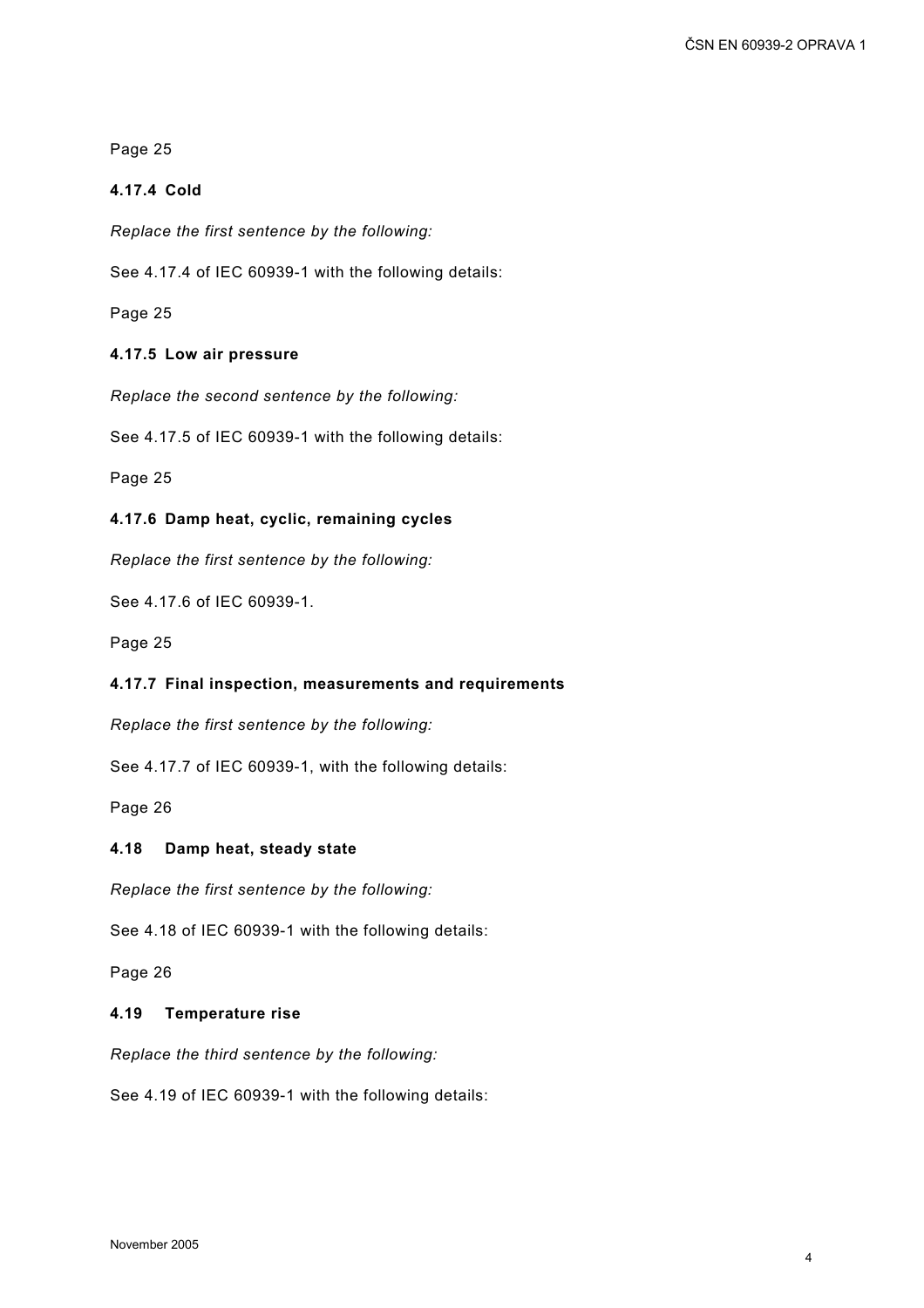Page 25

**4.17.4 Cold**

*Replace the first sentence by the following:*

See 4.17.4 of IEC 60939-1 with the following details:

Page 25

**4.17.5 Low air pressure**

*Replace the second sentence by the following:*

See 4.17.5 of IEC 60939-1 with the following details:

Page 25

**4.17.6 Damp heat, cyclic, remaining cycles**

*Replace the first sentence by the following:*

See 4.17.6 of IEC 60939-1.

Page 25

**4.17.7 Final inspection, measurements and requirements**

*Replace the first sentence by the following:*

See 4.17.7 of IEC 60939-1, with the following details:

Page 26

**4.18 Damp heat, steady state**

*Replace the first sentence by the following:*

See 4.18 of IEC 60939-1 with the following details:

Page 26

**4.19 Temperature rise**

*Replace the third sentence by the following:*

See 4.19 of IEC 60939-1 with the following details: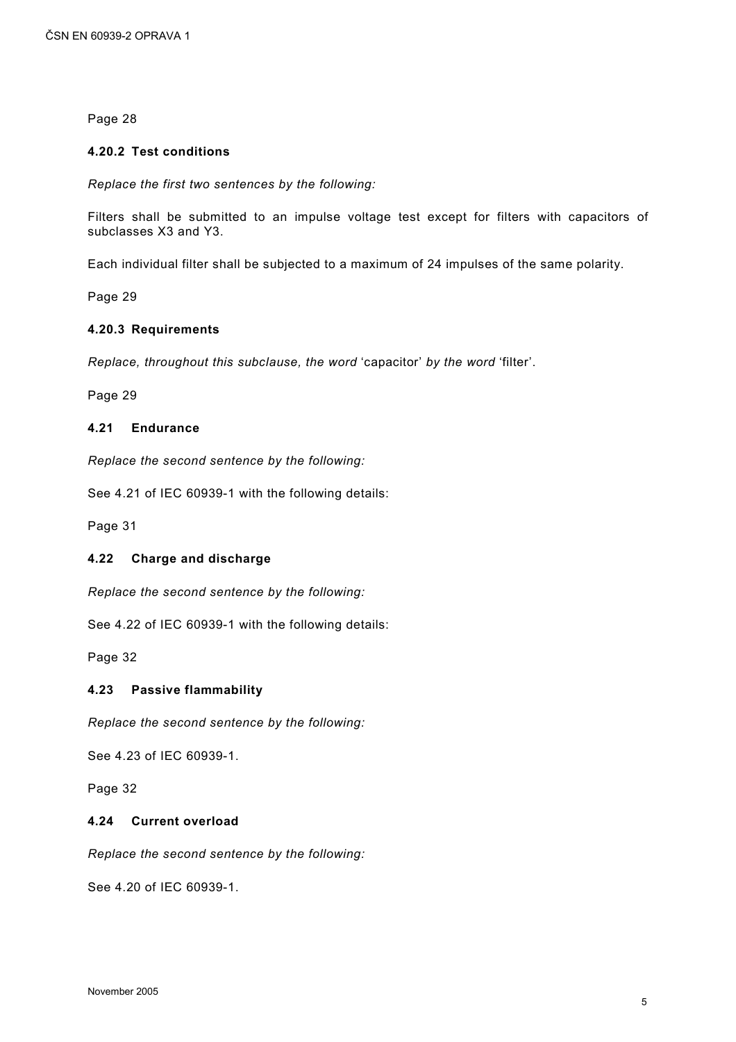Page 28

### 4.20.2 Test conditions

*Replace the first two sentences by the following:*

Filters shall be submitted to an impulse voltage test except for filters with capacitors of subclasses X3 and Y3.

Each individual filter shall be subjected to a maximum of 24 impulses of the same polarity.

Page 29

### 4.20.3 Requirements

*Replace, throughout this subclause, the word* 'capacitor' *by the word* 'filter'.

Page 29

### 4.21 Endurance

*Replace the second sentence by the following:*

See 4.21 of IEC 60939-1 with the following details:

Page 31

### 4.22 Charge and discharge

*Replace the second sentence by the following:*

See 4.22 of IEC 60939-1 with the following details:

Page 32

### 4.23 Passive flammability

*Replace the second sentence by the following:*

See 4.23 of IEC 60939-1.

Page 32

### 4.24 Current overload

*Replace the second sentence by the following:*

See 4.20 of IEC 60939-1.

November 2005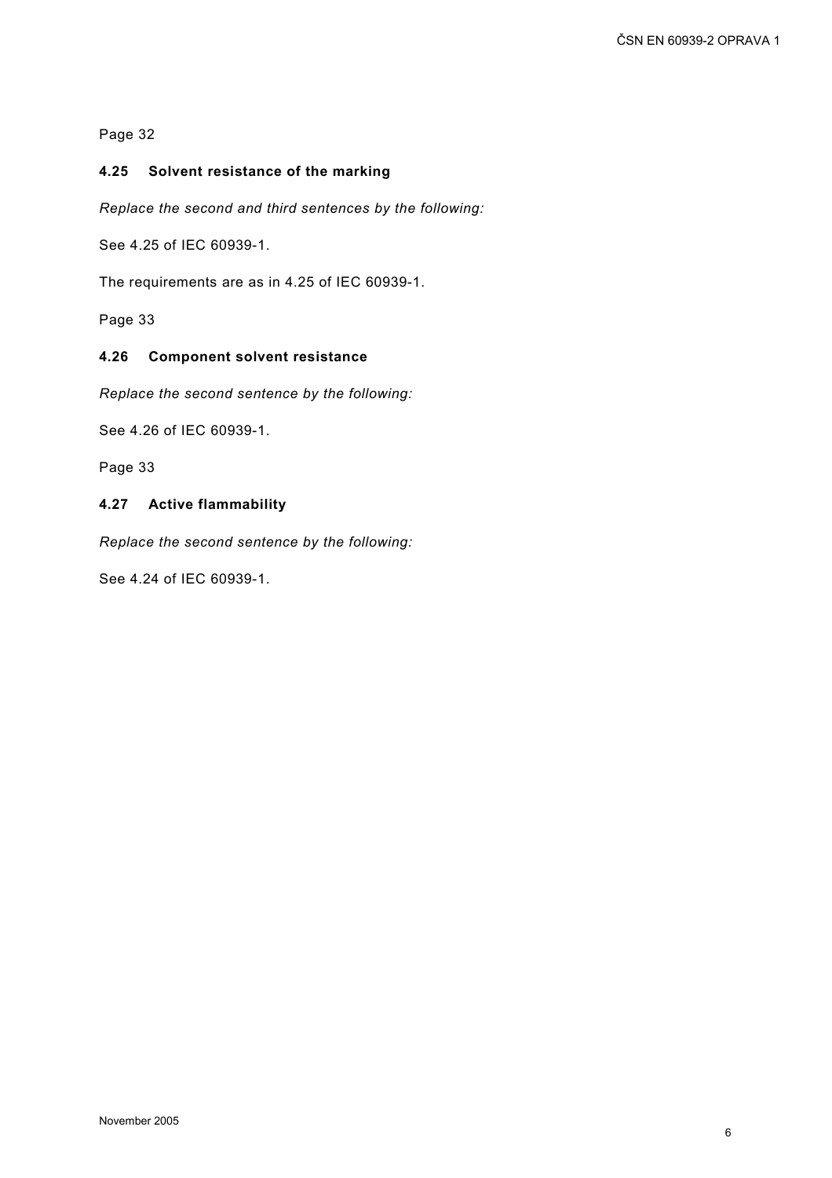Page 32

### 4.25 Solvent resistance of the marking

*Replace the second and third sentences by the following:*

See 4.25 of IEC 60939-1.

The requirements are as in 4.25 of IEC 60939-1.

Page 33

### 4.26 Component solvent resistance

*Replace the second sentence by the following:*

See 4.26 of IEC 60939-1.

Page 33

### 4.27 Active flammability

*Replace the second sentence by the following:*

See 4.24 of IEC 60939-1.

November 2005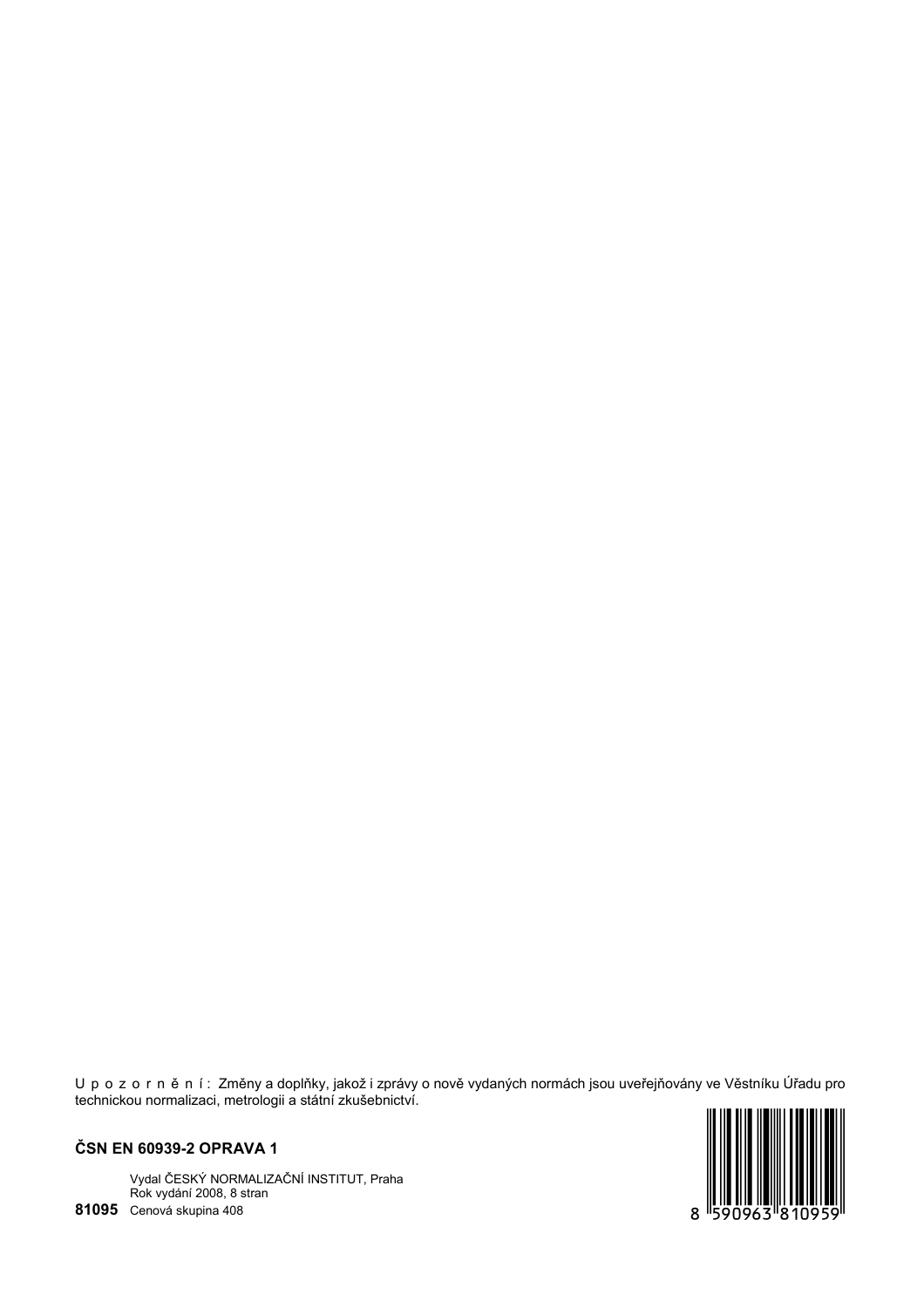U p o z o r n ě n í : Změny a doplňky, jakož i zprávy o nově vydaných normách jsou uveřejňovány ve Věstníku Úřadu pro technickou normalizaci, metrologii a státní zkušebnictví.

**ČSN EN 60939-2 OPRAVA 1**

Vydal ČESKÝ NORMALIZAČNÍ INSTITUT, Praha
Rok vydání 2008, 8 stran

**81095** Cenová skupina 408

8 590963 810959